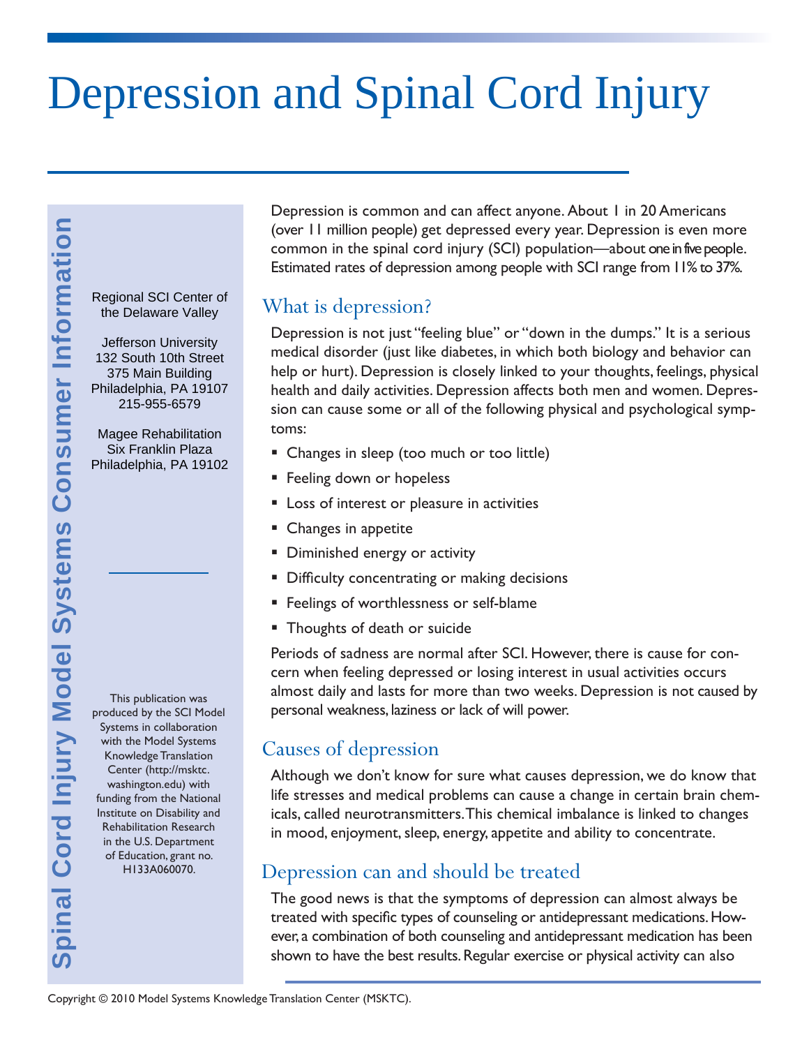# Depression and Spinal Cord Injury

Spinal Cord Injury Model Systems Consumer Information

Regional SCI Center of the Delaware Valley

Jefferson University
132 South 10th Street
375 Main Building
Philadelphia, PA 19107
215-955-6579

Magee Rehabilitation
Six Franklin Plaza
Philadelphia, PA 19102

This publication was produced by the SCI Model Systems in collaboration with the Model Systems Knowledge Translation Center (http://msktc.washington.edu) with funding from the National Institute on Disability and Rehabilitation Research in the U.S. Department of Education, grant no. H133A060070.

Depression is common and can affect anyone. About 1 in 20 Americans (over 11 million people) get depressed every year. Depression is even more common in the spinal cord injury (SCI) population—about one in five people. Estimated rates of depression among people with SCI range from 11% to 37%.

## What is depression?

Depression is not just "feeling blue" or "down in the dumps." It is a serious medical disorder (just like diabetes, in which both biology and behavior can help or hurt). Depression is closely linked to your thoughts, feelings, physical health and daily activities. Depression affects both men and women. Depression can cause some or all of the following physical and psychological symptoms:

- Changes in sleep (too much or too little)
- Feeling down or hopeless
- Loss of interest or pleasure in activities
- Changes in appetite
- Diminished energy or activity
- Difficulty concentrating or making decisions
- Feelings of worthlessness or self-blame
- Thoughts of death or suicide

Periods of sadness are normal after SCI. However, there is cause for concern when feeling depressed or losing interest in usual activities occurs almost daily and lasts for more than two weeks. Depression is not caused by personal weakness, laziness or lack of will power.

## Causes of depression

Although we don't know for sure what causes depression, we do know that life stresses and medical problems can cause a change in certain brain chemicals, called neurotransmitters. This chemical imbalance is linked to changes in mood, enjoyment, sleep, energy, appetite and ability to concentrate.

## Depression can and should be treated

The good news is that the symptoms of depression can almost always be treated with specific types of counseling or antidepressant medications. However, a combination of both counseling and antidepressant medication has been shown to have the best results. Regular exercise or physical activity can also

Copyright © 2010 Model Systems Knowledge Translation Center (MSKTC).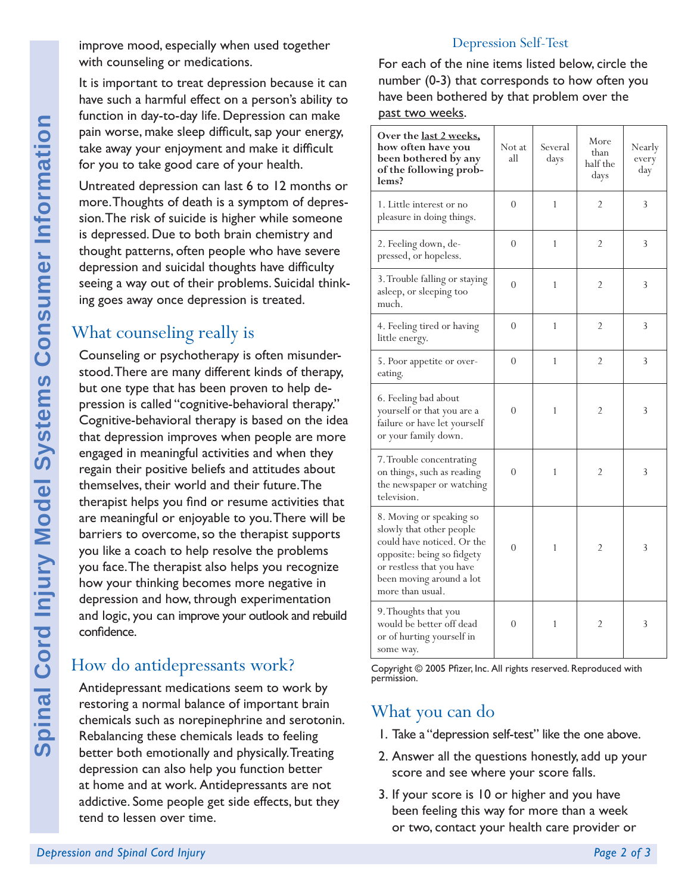improve mood, especially when used together with counseling or medications.

It is important to treat depression because it can have such a harmful effect on a person's ability to function in day-to-day life. Depression can make pain worse, make sleep difficult, sap your energy, take away your enjoyment and make it difficult for you to take good care of your health.

Untreated depression can last 6 to 12 months or more. Thoughts of death is a symptom of depression. The risk of suicide is higher while someone is depressed. Due to both brain chemistry and thought patterns, often people who have severe depression and suicidal thoughts have difficulty seeing a way out of their problems. Suicidal thinking goes away once depression is treated.

## What counseling really is

Counseling or psychotherapy is often misunderstood. There are many different kinds of therapy, but one type that has been proven to help depression is called "cognitive-behavioral therapy." Cognitive-behavioral therapy is based on the idea that depression improves when people are more engaged in meaningful activities and when they regain their positive beliefs and attitudes about themselves, their world and their future. The therapist helps you find or resume activities that are meaningful or enjoyable to you. There will be barriers to overcome, so the therapist supports you like a coach to help resolve the problems you face. The therapist also helps you recognize how your thinking becomes more negative in depression and how, through experimentation and logic, you can improve your outlook and rebuild confidence.

## How do antidepressants work?

Antidepressant medications seem to work by restoring a normal balance of important brain chemicals such as norepinephrine and serotonin. Rebalancing these chemicals leads to feeling better both emotionally and physically. Treating depression can also help you function better at home and at work. Antidepressants are not addictive. Some people get side effects, but they tend to lessen over time.

## Depression Self-Test

For each of the nine items listed below, circle the number (0-3) that corresponds to how often you have been bothered by that problem over the past two weeks.

| **Over the last 2 weeks, how often have you been bothered by any of the following problems?** | Not at all | Several days | More than half the days | Nearly every day |
|---|---|---|---|---|
| 1. Little interest or no pleasure in doing things. | 0 | 1 | 2 | 3 |
| 2. Feeling down, depressed, or hopeless. | 0 | 1 | 2 | 3 |
| 3. Trouble falling or staying asleep, or sleeping too much. | 0 | 1 | 2 | 3 |
| 4. Feeling tired or having little energy. | 0 | 1 | 2 | 3 |
| 5. Poor appetite or overeating. | 0 | 1 | 2 | 3 |
| 6. Feeling bad about yourself or that you are a failure or have let yourself or your family down. | 0 | 1 | 2 | 3 |
| 7. Trouble concentrating on things, such as reading the newspaper or watching television. | 0 | 1 | 2 | 3 |
| 8. Moving or speaking so slowly that other people could have noticed. Or the opposite: being so fidgety or restless that you have been moving around a lot more than usual. | 0 | 1 | 2 | 3 |
| 9. Thoughts that you would be better off dead or of hurting yourself in some way. | 0 | 1 | 2 | 3 |

Copyright © 2005 Pfizer, Inc. All rights reserved. Reproduced with permission.

## What you can do

1. Take a "depression self-test" like the one above.
2. Answer all the questions honestly, add up your score and see where your score falls.
3. If your score is 10 or higher and you have been feeling this way for more than a week or two, contact your health care provider or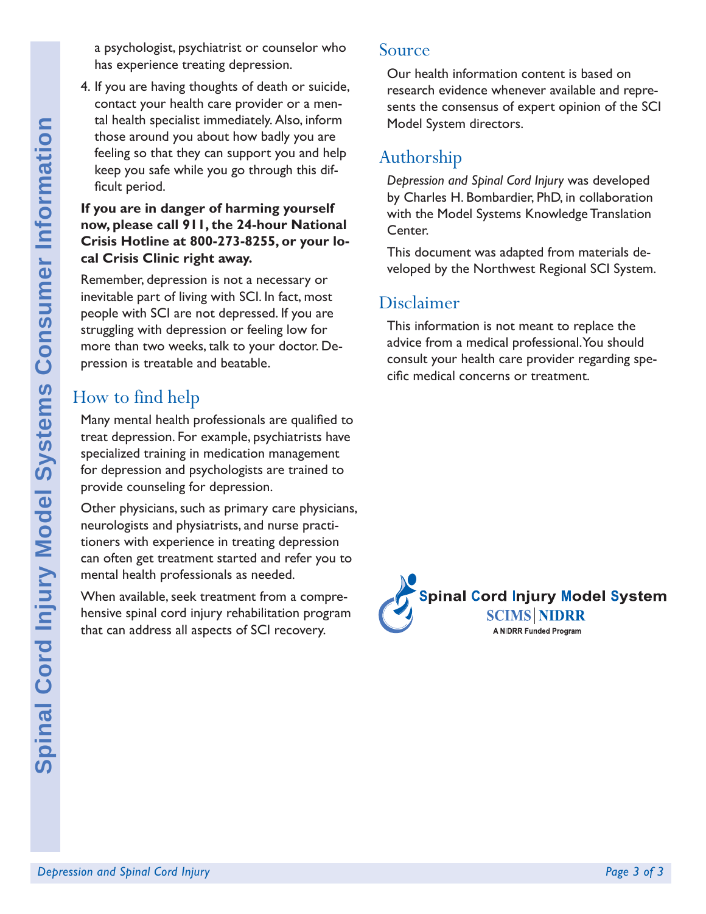a psychologist, psychiatrist or counselor who has experience treating depression.

4. If you are having thoughts of death or suicide, contact your health care provider or a mental health specialist immediately. Also, inform those around you about how badly you are feeling so that they can support you and help keep you safe while you go through this difficult period.

**If you are in danger of harming yourself now, please call 911, the 24-hour National Crisis Hotline at 800-273-8255, or your local Crisis Clinic right away.**

Remember, depression is not a necessary or inevitable part of living with SCI. In fact, most people with SCI are not depressed. If you are struggling with depression or feeling low for more than two weeks, talk to your doctor. Depression is treatable and beatable.

## How to find help

Many mental health professionals are qualified to treat depression. For example, psychiatrists have specialized training in medication management for depression and psychologists are trained to provide counseling for depression.

Other physicians, such as primary care physicians, neurologists and physiatrists, and nurse practitioners with experience in treating depression can often get treatment started and refer you to mental health professionals as needed.

When available, seek treatment from a comprehensive spinal cord injury rehabilitation program that can address all aspects of SCI recovery.

## Source

Our health information content is based on research evidence whenever available and represents the consensus of expert opinion of the SCI Model System directors.

## Authorship

*Depression and Spinal Cord Injury* was developed by Charles H. Bombardier, PhD, in collaboration with the Model Systems Knowledge Translation Center.

This document was adapted from materials developed by the Northwest Regional SCI System.

## Disclaimer

This information is not meant to replace the advice from a medical professional. You should consult your health care provider regarding specific medical concerns or treatment.

Spinal Cord Injury Model System
SCIMS | NIDRR
A NIDRR Funded Program